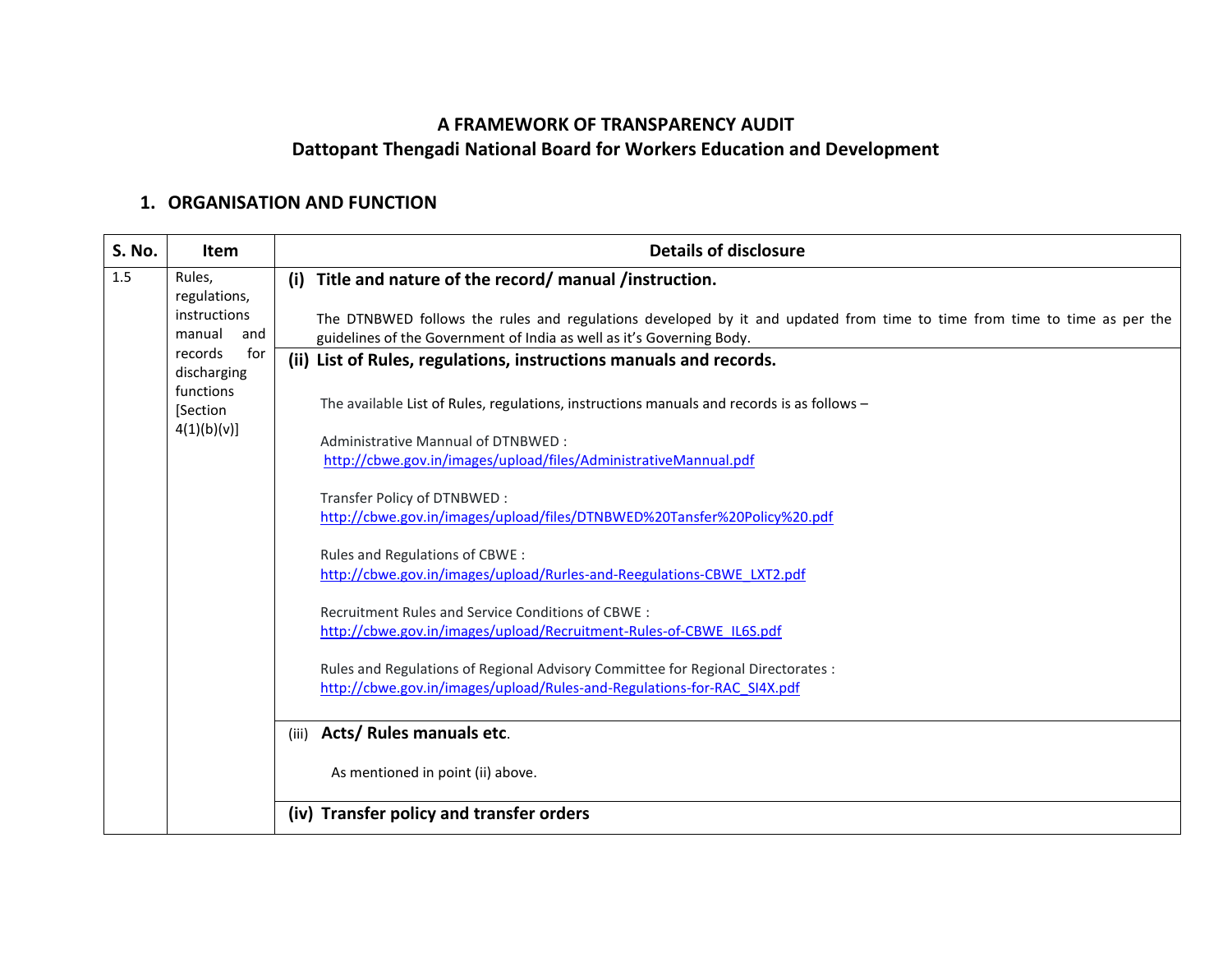# A FRAMEWORK OF TRANSPARENCY AUDIT
## Dattopant Thengadi National Board for Workers Education and Development

### 1. ORGANISATION AND FUNCTION

| S. No. | Item | Details of disclosure |
|---|---|---|
| 1.5 | Rules, regulations, instructions manual and records for discharging functions [Section 4(1)(b)(v)] | **(i) Title and nature of the record/ manual /instruction.**<br><br>The DTNBWED follows the rules and regulations developed by it and updated from time to time from time to time as per the guidelines of the Government of India as well as it's Governing Body. |
| | | **(ii) List of Rules, regulations, instructions manuals and records.**<br><br>The available List of Rules, regulations, instructions manuals and records is as follows –<br><br>Administrative Mannual of DTNBWED :<br>http://cbwe.gov.in/images/upload/files/AdministrativeMannual.pdf<br><br>Transfer Policy of DTNBWED :<br>http://cbwe.gov.in/images/upload/files/DTNBWED%20Tansfer%20Policy%20.pdf<br><br>Rules and Regulations of CBWE :<br>http://cbwe.gov.in/images/upload/Rurles-and-Reegulations-CBWE_LXT2.pdf<br><br>Recruitment Rules and Service Conditions of CBWE :<br>http://cbwe.gov.in/images/upload/Recruitment-Rules-of-CBWE_IL6S.pdf<br><br>Rules and Regulations of Regional Advisory Committee for Regional Directorates :<br>http://cbwe.gov.in/images/upload/Rules-and-Regulations-for-RAC_SI4X.pdf |
| | | (iii) **Acts/ Rules manuals etc**.<br><br>As mentioned in point (ii) above. |
| | | **(iv) Transfer policy and transfer orders** |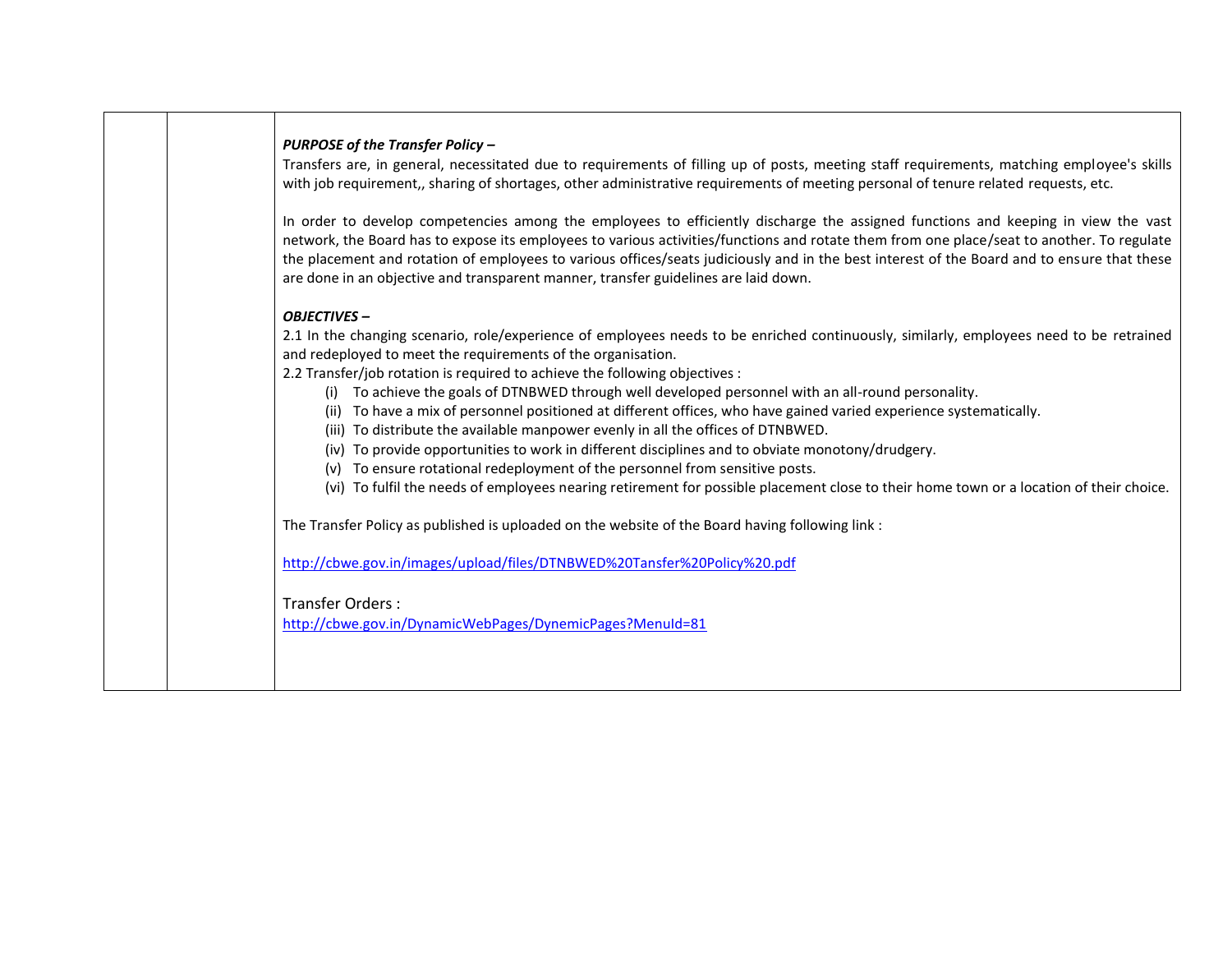| | | |
|---|---|---|
| | | ***PURPOSE of the Transfer Policy –*** Transfers are, in general, necessitated due to requirements of filling up of posts, meeting staff requirements, matching employee's skills with job requirement,, sharing of shortages, other administrative requirements of meeting personal of tenure related requests, etc.<br><br>In order to develop competencies among the employees to efficiently discharge the assigned functions and keeping in view the vast network, the Board has to expose its employees to various activities/functions and rotate them from one place/seat to another. To regulate the placement and rotation of employees to various offices/seats judiciously and in the best interest of the Board and to ensure that these are done in an objective and transparent manner, transfer guidelines are laid down.<br><br>***OBJECTIVES –*** 2.1 In the changing scenario, role/experience of employees needs to be enriched continuously, similarly, employees need to be retrained and redeployed to meet the requirements of the organisation.<br>2.2 Transfer/job rotation is required to achieve the following objectives :<br>(i) To achieve the goals of DTNBWED through well developed personnel with an all-round personality.<br>(ii) To have a mix of personnel positioned at different offices, who have gained varied experience systematically.<br>(iii) To distribute the available manpower evenly in all the offices of DTNBWED.<br>(iv) To provide opportunities to work in different disciplines and to obviate monotony/drudgery.<br>(v) To ensure rotational redeployment of the personnel from sensitive posts.<br>(vi) To fulfil the needs of employees nearing retirement for possible placement close to their home town or a location of their choice.<br><br>The Transfer Policy as published is uploaded on the website of the Board having following link :<br><br>http://cbwe.gov.in/images/upload/files/DTNBWED%20Tansfer%20Policy%20.pdf<br><br>Transfer Orders :<br>http://cbwe.gov.in/DynamicWebPages/DynemicPages?MenuId=81 |